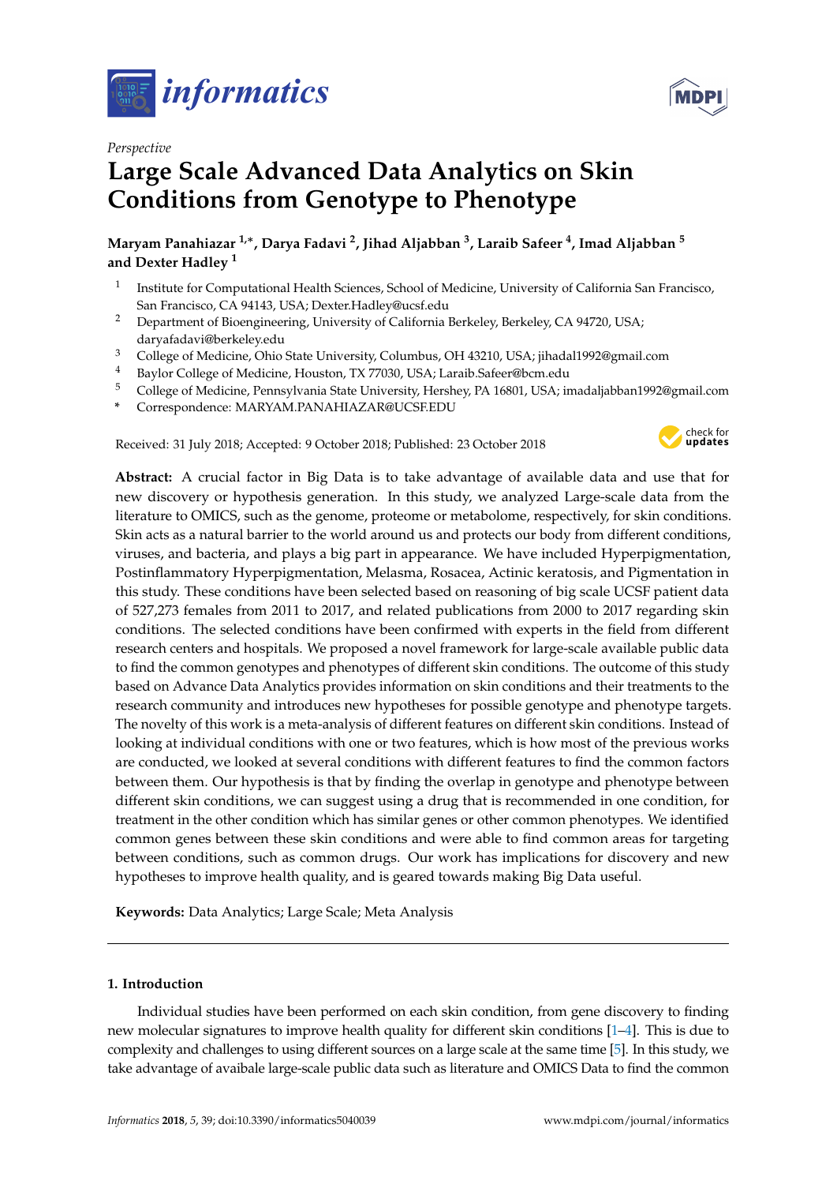*Perspective*

# Large Scale Advanced Data Analytics on Skin Conditions from Genotype to Phenotype

**Maryam Panahiazar [1,*], Darya Fadavi [2], Jihad Aljabban [3], Laraib Safeer [4], Imad Aljabban [5] and Dexter Hadley [1]**

1. Institute for Computational Health Sciences, School of Medicine, University of California San Francisco, San Francisco, CA 94143, USA; Dexter.Hadley@ucsf.edu
2. Department of Bioengineering, University of California Berkeley, Berkeley, CA 94720, USA; daryafadavi@berkeley.edu
3. College of Medicine, Ohio State University, Columbus, OH 43210, USA; jihadal1992@gmail.com
4. Baylor College of Medicine, Houston, TX 77030, USA; Laraib.Safeer@bcm.edu
5. College of Medicine, Pennsylvania State University, Hershey, PA 16801, USA; imadaljabban1992@gmail.com

\* Correspondence: MARYAM.PANAHIAZAR@UCSF.EDU

Received: 31 July 2018; Accepted: 9 October 2018; Published: 23 October 2018

**Abstract:** A crucial factor in Big Data is to take advantage of available data and use that for new discovery or hypothesis generation. In this study, we analyzed Large-scale data from the literature to OMICS, such as the genome, proteome or metabolome, respectively, for skin conditions. Skin acts as a natural barrier to the world around us and protects our body from different conditions, viruses, and bacteria, and plays a big part in appearance. We have included Hyperpigmentation, Postinflammatory Hyperpigmentation, Melasma, Rosacea, Actinic keratosis, and Pigmentation in this study. These conditions have been selected based on reasoning of big scale UCSF patient data of 527,273 females from 2011 to 2017, and related publications from 2000 to 2017 regarding skin conditions. The selected conditions have been confirmed with experts in the field from different research centers and hospitals. We proposed a novel framework for large-scale available public data to find the common genotypes and phenotypes of different skin conditions. The outcome of this study based on Advance Data Analytics provides information on skin conditions and their treatments to the research community and introduces new hypotheses for possible genotype and phenotype targets. The novelty of this work is a meta-analysis of different features on different skin conditions. Instead of looking at individual conditions with one or two features, which is how most of the previous works are conducted, we looked at several conditions with different features to find the common factors between them. Our hypothesis is that by finding the overlap in genotype and phenotype between different skin conditions, we can suggest using a drug that is recommended in one condition, for treatment in the other condition which has similar genes or other common phenotypes. We identified common genes between these skin conditions and were able to find common areas for targeting between conditions, such as common drugs. Our work has implications for discovery and new hypotheses to improve health quality, and is geared towards making Big Data useful.

**Keywords:** Data Analytics; Large Scale; Meta Analysis

## 1. Introduction

Individual studies have been performed on each skin condition, from gene discovery to finding new molecular signatures to improve health quality for different skin conditions [1–4]. This is due to complexity and challenges to using different sources on a large scale at the same time [5]. In this study, we take advantage of avaibale large-scale public data such as literature and OMICS Data to find the common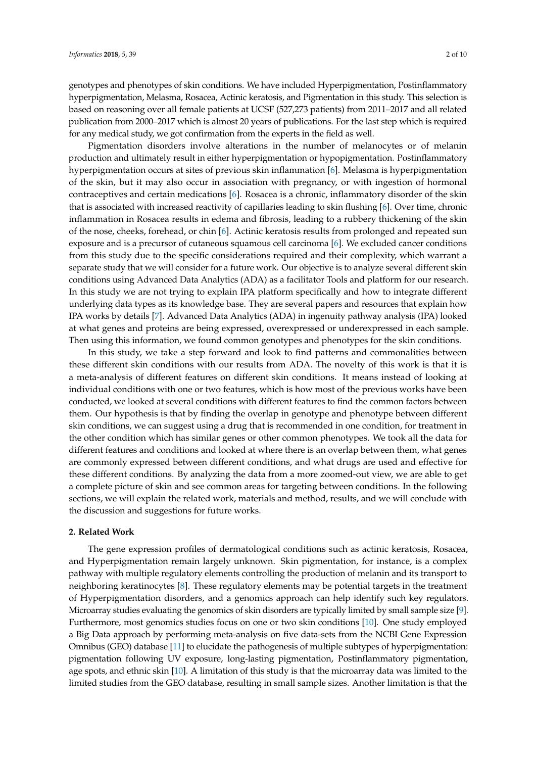genotypes and phenotypes of skin conditions. We have included Hyperpigmentation, Postinflammatory hyperpigmentation, Melasma, Rosacea, Actinic keratosis, and Pigmentation in this study. This selection is based on reasoning over all female patients at UCSF (527,273 patients) from 2011–2017 and all related publication from 2000–2017 which is almost 20 years of publications. For the last step which is required for any medical study, we got confirmation from the experts in the field as well.

Pigmentation disorders involve alterations in the number of melanocytes or of melanin production and ultimately result in either hyperpigmentation or hypopigmentation. Postinflammatory hyperpigmentation occurs at sites of previous skin inflammation [6]. Melasma is hyperpigmentation of the skin, but it may also occur in association with pregnancy, or with ingestion of hormonal contraceptives and certain medications [6]. Rosacea is a chronic, inflammatory disorder of the skin that is associated with increased reactivity of capillaries leading to skin flushing [6]. Over time, chronic inflammation in Rosacea results in edema and fibrosis, leading to a rubbery thickening of the skin of the nose, cheeks, forehead, or chin [6]. Actinic keratosis results from prolonged and repeated sun exposure and is a precursor of cutaneous squamous cell carcinoma [6]. We excluded cancer conditions from this study due to the specific considerations required and their complexity, which warrant a separate study that we will consider for a future work. Our objective is to analyze several different skin conditions using Advanced Data Analytics (ADA) as a facilitator Tools and platform for our research. In this study we are not trying to explain IPA platform specifically and how to integrate different underlying data types as its knowledge base. They are several papers and resources that explain how IPA works by details [7]. Advanced Data Analytics (ADA) in ingenuity pathway analysis (IPA) looked at what genes and proteins are being expressed, overexpressed or underexpressed in each sample. Then using this information, we found common genotypes and phenotypes for the skin conditions.

In this study, we take a step forward and look to find patterns and commonalities between these different skin conditions with our results from ADA. The novelty of this work is that it is a meta-analysis of different features on different skin conditions. It means instead of looking at individual conditions with one or two features, which is how most of the previous works have been conducted, we looked at several conditions with different features to find the common factors between them. Our hypothesis is that by finding the overlap in genotype and phenotype between different skin conditions, we can suggest using a drug that is recommended in one condition, for treatment in the other condition which has similar genes or other common phenotypes. We took all the data for different features and conditions and looked at where there is an overlap between them, what genes are commonly expressed between different conditions, and what drugs are used and effective for these different conditions. By analyzing the data from a more zoomed-out view, we are able to get a complete picture of skin and see common areas for targeting between conditions. In the following sections, we will explain the related work, materials and method, results, and we will conclude with the discussion and suggestions for future works.

## 2. Related Work

The gene expression profiles of dermatological conditions such as actinic keratosis, Rosacea, and Hyperpigmentation remain largely unknown. Skin pigmentation, for instance, is a complex pathway with multiple regulatory elements controlling the production of melanin and its transport to neighboring keratinocytes [8]. These regulatory elements may be potential targets in the treatment of Hyperpigmentation disorders, and a genomics approach can help identify such key regulators. Microarray studies evaluating the genomics of skin disorders are typically limited by small sample size [9]. Furthermore, most genomics studies focus on one or two skin conditions [10]. One study employed a Big Data approach by performing meta-analysis on five data-sets from the NCBI Gene Expression Omnibus (GEO) database [11] to elucidate the pathogenesis of multiple subtypes of hyperpigmentation: pigmentation following UV exposure, long-lasting pigmentation, Postinflammatory pigmentation, age spots, and ethnic skin [10]. A limitation of this study is that the microarray data was limited to the limited studies from the GEO database, resulting in small sample sizes. Another limitation is that the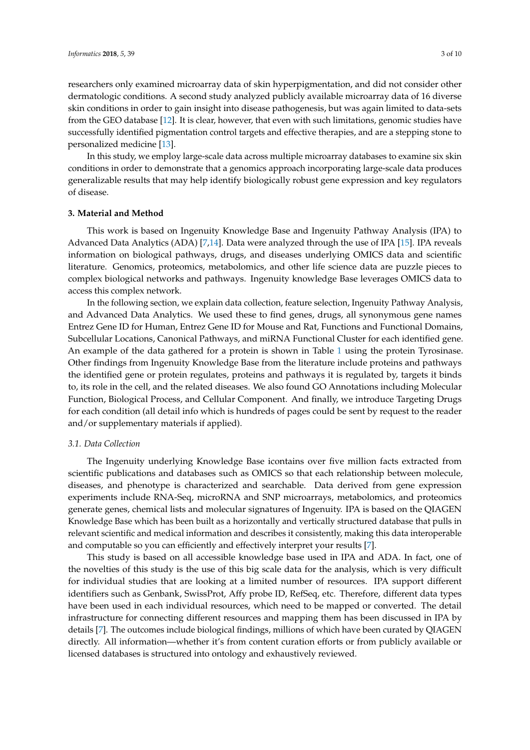researchers only examined microarray data of skin hyperpigmentation, and did not consider other dermatologic conditions. A second study analyzed publicly available microarray data of 16 diverse skin conditions in order to gain insight into disease pathogenesis, but was again limited to data-sets from the GEO database [12]. It is clear, however, that even with such limitations, genomic studies have successfully identified pigmentation control targets and effective therapies, and are a stepping stone to personalized medicine [13].

In this study, we employ large-scale data across multiple microarray databases to examine six skin conditions in order to demonstrate that a genomics approach incorporating large-scale data produces generalizable results that may help identify biologically robust gene expression and key regulators of disease.

## 3. Material and Method

This work is based on Ingenuity Knowledge Base and Ingenuity Pathway Analysis (IPA) to Advanced Data Analytics (ADA) [7,14]. Data were analyzed through the use of IPA [15]. IPA reveals information on biological pathways, drugs, and diseases underlying OMICS data and scientific literature. Genomics, proteomics, metabolomics, and other life science data are puzzle pieces to complex biological networks and pathways. Ingenuity knowledge Base leverages OMICS data to access this complex network.

In the following section, we explain data collection, feature selection, Ingenuity Pathway Analysis, and Advanced Data Analytics. We used these to find genes, drugs, all synonymous gene names Entrez Gene ID for Human, Entrez Gene ID for Mouse and Rat, Functions and Functional Domains, Subcellular Locations, Canonical Pathways, and miRNA Functional Cluster for each identified gene. An example of the data gathered for a protein is shown in Table 1 using the protein Tyrosinase. Other findings from Ingenuity Knowledge Base from the literature include proteins and pathways the identified gene or protein regulates, proteins and pathways it is regulated by, targets it binds to, its role in the cell, and the related diseases. We also found GO Annotations including Molecular Function, Biological Process, and Cellular Component. And finally, we introduce Targeting Drugs for each condition (all detail info which is hundreds of pages could be sent by request to the reader and/or supplementary materials if applied).

### *3.1. Data Collection*

The Ingenuity underlying Knowledge Base icontains over five million facts extracted from scientific publications and databases such as OMICS so that each relationship between molecule, diseases, and phenotype is characterized and searchable. Data derived from gene expression experiments include RNA-Seq, microRNA and SNP microarrays, metabolomics, and proteomics generate genes, chemical lists and molecular signatures of Ingenuity. IPA is based on the QIAGEN Knowledge Base which has been built as a horizontally and vertically structured database that pulls in relevant scientific and medical information and describes it consistently, making this data interoperable and computable so you can efficiently and effectively interpret your results [7].

This study is based on all accessible knowledge base used in IPA and ADA. In fact, one of the novelties of this study is the use of this big scale data for the analysis, which is very difficult for individual studies that are looking at a limited number of resources. IPA support different identifiers such as Genbank, SwissProt, Affy probe ID, RefSeq, etc. Therefore, different data types have been used in each individual resources, which need to be mapped or converted. The detail infrastructure for connecting different resources and mapping them has been discussed in IPA by details [7]. The outcomes include biological findings, millions of which have been curated by QIAGEN directly. All information—whether it's from content curation efforts or from publicly available or licensed databases is structured into ontology and exhaustively reviewed.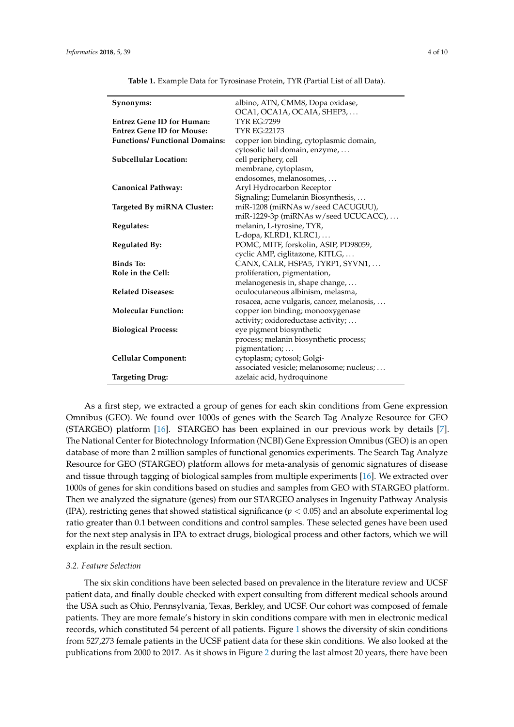**Table 1.** Example Data for Tyrosinase Protein, TYR (Partial List of all Data).

| | |
|---|---|
| **Synonyms:** | albino, ATN, CMM8, Dopa oxidase, OCA1, OCA1A, OCAIA, SHEP3, … |
| **Entrez Gene ID for Human:** | TYR EG:7299 |
| **Entrez Gene ID for Mouse:** | TYR EG:22173 |
| **Functions/ Functional Domains:** | copper ion binding, cytoplasmic domain, cytosolic tail domain, enzyme, … |
| **Subcellular Location:** | cell periphery, cell membrane, cytoplasm, endosomes, melanosomes, … |
| **Canonical Pathway:** | Aryl Hydrocarbon Receptor Signaling; Eumelanin Biosynthesis, … |
| **Targeted By miRNA Cluster:** | miR-1208 (miRNAs w/seed CACUGUU), miR-1229-3p (miRNAs w/seed UCUCACC), … |
| **Regulates:** | melanin, L-tyrosine, TYR, L-dopa, KLRD1, KLRC1, … |
| **Regulated By:** | POMC, MITF, forskolin, ASIP, PD98059, cyclic AMP, ciglitazone, KITLG, … |
| **Binds To:** | CANX, CALR, HSPA5, TYRP1, SYVN1, … |
| **Role in the Cell:** | proliferation, pigmentation, melanogenesis in, shape change, … |
| **Related Diseases:** | oculocutaneous albinism, melasma, rosacea, acne vulgaris, cancer, melanosis, … |
| **Molecular Function:** | copper ion binding; monooxygenase activity; oxidoreductase activity; … |
| **Biological Process:** | eye pigment biosynthetic process; melanin biosynthetic process; pigmentation; … |
| **Cellular Component:** | cytoplasm; cytosol; Golgi-associated vesicle; melanosome; nucleus; … |
| **Targeting Drug:** | azelaic acid, hydroquinone |

As a first step, we extracted a group of genes for each skin conditions from Gene expression Omnibus (GEO). We found over 1000s of genes with the Search Tag Analyze Resource for GEO (STARGEO) platform [16]. STARGEO has been explained in our previous work by details [7]. The National Center for Biotechnology Information (NCBI) Gene Expression Omnibus (GEO) is an open database of more than 2 million samples of functional genomics experiments. The Search Tag Analyze Resource for GEO (STARGEO) platform allows for meta-analysis of genomic signatures of disease and tissue through tagging of biological samples from multiple experiments [16]. We extracted over 1000s of genes for skin conditions based on studies and samples from GEO with STARGEO platform. Then we analyzed the signature (genes) from our STARGEO analyses in Ingenuity Pathway Analysis (IPA), restricting genes that showed statistical significance ($p < 0.05$) and an absolute experimental log ratio greater than 0.1 between conditions and control samples. These selected genes have been used for the next step analysis in IPA to extract drugs, biological process and other factors, which we will explain in the result section.

### 3.2. Feature Selection

The six skin conditions have been selected based on prevalence in the literature review and UCSF patient data, and finally double checked with expert consulting from different medical schools around the USA such as Ohio, Pennsylvania, Texas, Berkley, and UCSF. Our cohort was composed of female patients. They are more female's history in skin conditions compare with men in electronic medical records, which constituted 54 percent of all patients. Figure 1 shows the diversity of skin conditions from 527,273 female patients in the UCSF patient data for these skin conditions. We also looked at the publications from 2000 to 2017. As it shows in Figure 2 during the last almost 20 years, there have been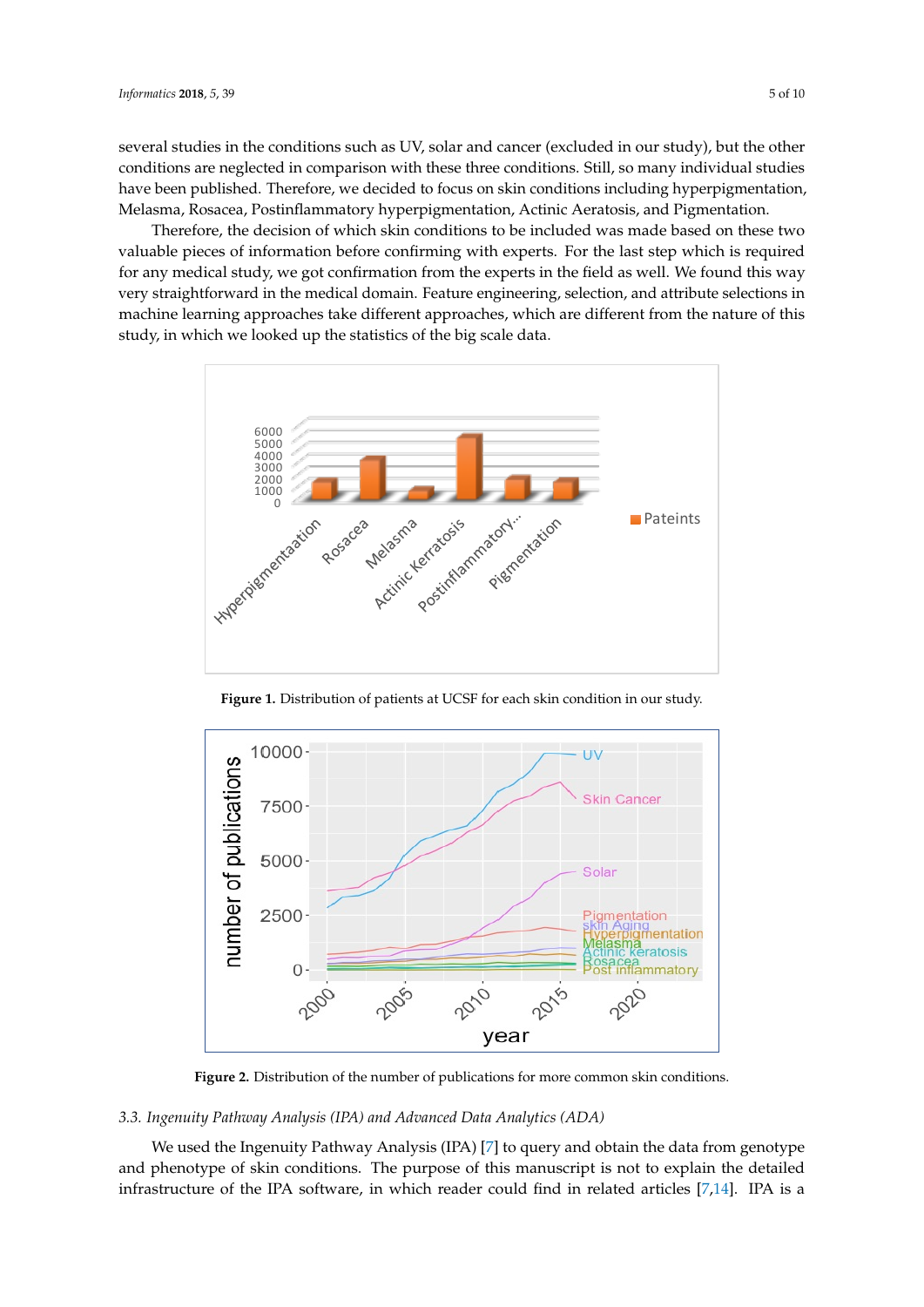several studies in the conditions such as UV, solar and cancer (excluded in our study), but the other conditions are neglected in comparison with these three conditions. Still, so many individual studies have been published. Therefore, we decided to focus on skin conditions including hyperpigmentation, Melasma, Rosacea, Postinflammatory hyperpigmentation, Actinic Aeratosis, and Pigmentation.

Therefore, the decision of which skin conditions to be included was made based on these two valuable pieces of information before confirming with experts. For the last step which is required for any medical study, we got confirmation from the experts in the field as well. We found this way very straightforward in the medical domain. Feature engineering, selection, and attribute selections in machine learning approaches take different approaches, which are different from the nature of this study, in which we looked up the statistics of the big scale data.

**Figure 1.** Distribution of patients at UCSF for each skin condition in our study.

**Figure 2.** Distribution of the number of publications for more common skin conditions.

### 3.3. Ingenuity Pathway Analysis (IPA) and Advanced Data Analytics (ADA)

We used the Ingenuity Pathway Analysis (IPA) [7] to query and obtain the data from genotype and phenotype of skin conditions. The purpose of this manuscript is not to explain the detailed infrastructure of the IPA software, in which reader could find in related articles [7,14]. IPA is a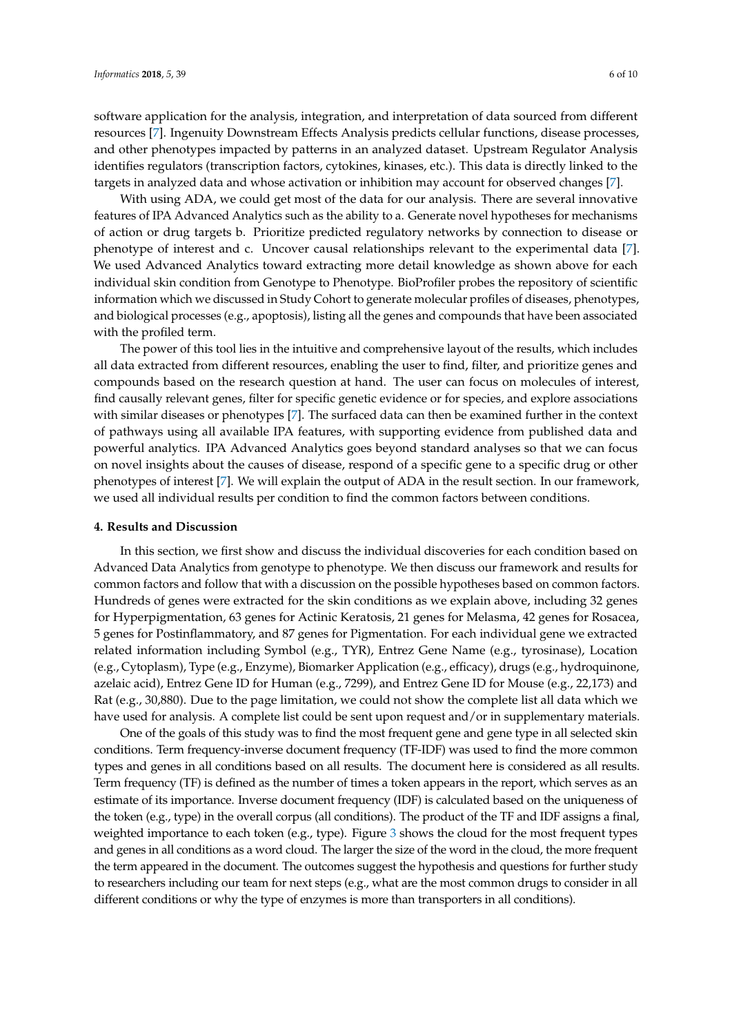software application for the analysis, integration, and interpretation of data sourced from different resources [7]. Ingenuity Downstream Effects Analysis predicts cellular functions, disease processes, and other phenotypes impacted by patterns in an analyzed dataset. Upstream Regulator Analysis identifies regulators (transcription factors, cytokines, kinases, etc.). This data is directly linked to the targets in analyzed data and whose activation or inhibition may account for observed changes [7].

With using ADA, we could get most of the data for our analysis. There are several innovative features of IPA Advanced Analytics such as the ability to a. Generate novel hypotheses for mechanisms of action or drug targets b. Prioritize predicted regulatory networks by connection to disease or phenotype of interest and c. Uncover causal relationships relevant to the experimental data [7]. We used Advanced Analytics toward extracting more detail knowledge as shown above for each individual skin condition from Genotype to Phenotype. BioProfiler probes the repository of scientific information which we discussed in Study Cohort to generate molecular profiles of diseases, phenotypes, and biological processes (e.g., apoptosis), listing all the genes and compounds that have been associated with the profiled term.

The power of this tool lies in the intuitive and comprehensive layout of the results, which includes all data extracted from different resources, enabling the user to find, filter, and prioritize genes and compounds based on the research question at hand. The user can focus on molecules of interest, find causally relevant genes, filter for specific genetic evidence or for species, and explore associations with similar diseases or phenotypes [7]. The surfaced data can then be examined further in the context of pathways using all available IPA features, with supporting evidence from published data and powerful analytics. IPA Advanced Analytics goes beyond standard analyses so that we can focus on novel insights about the causes of disease, respond of a specific gene to a specific drug or other phenotypes of interest [7]. We will explain the output of ADA in the result section. In our framework, we used all individual results per condition to find the common factors between conditions.

## 4. Results and Discussion

In this section, we first show and discuss the individual discoveries for each condition based on Advanced Data Analytics from genotype to phenotype. We then discuss our framework and results for common factors and follow that with a discussion on the possible hypotheses based on common factors. Hundreds of genes were extracted for the skin conditions as we explain above, including 32 genes for Hyperpigmentation, 63 genes for Actinic Keratosis, 21 genes for Melasma, 42 genes for Rosacea, 5 genes for Postinflammatory, and 87 genes for Pigmentation. For each individual gene we extracted related information including Symbol (e.g., TYR), Entrez Gene Name (e.g., tyrosinase), Location (e.g., Cytoplasm), Type (e.g., Enzyme), Biomarker Application (e.g., efficacy), drugs (e.g., hydroquinone, azelaic acid), Entrez Gene ID for Human (e.g., 7299), and Entrez Gene ID for Mouse (e.g., 22,173) and Rat (e.g., 30,880). Due to the page limitation, we could not show the complete list all data which we have used for analysis. A complete list could be sent upon request and/or in supplementary materials.

One of the goals of this study was to find the most frequent gene and gene type in all selected skin conditions. Term frequency-inverse document frequency (TF-IDF) was used to find the more common types and genes in all conditions based on all results. The document here is considered as all results. Term frequency (TF) is defined as the number of times a token appears in the report, which serves as an estimate of its importance. Inverse document frequency (IDF) is calculated based on the uniqueness of the token (e.g., type) in the overall corpus (all conditions). The product of the TF and IDF assigns a final, weighted importance to each token (e.g., type). Figure 3 shows the cloud for the most frequent types and genes in all conditions as a word cloud. The larger the size of the word in the cloud, the more frequent the term appeared in the document. The outcomes suggest the hypothesis and questions for further study to researchers including our team for next steps (e.g., what are the most common drugs to consider in all different conditions or why the type of enzymes is more than transporters in all conditions).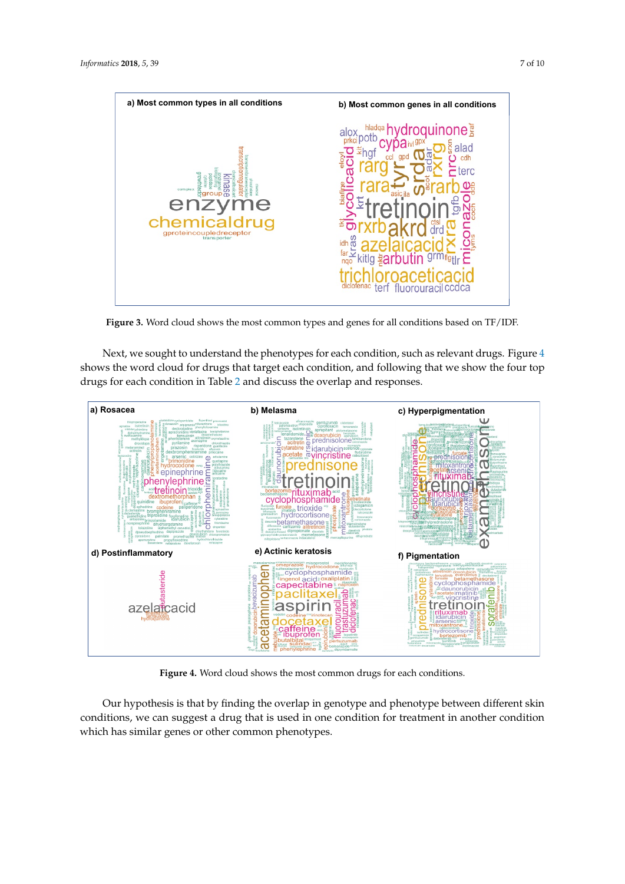**Figure 3.** Word cloud shows the most common types and genes for all conditions based on TF/IDF.

Next, we sought to understand the phenotypes for each condition, such as relevant drugs. Figure 4 shows the word cloud for drugs that target each condition, and following that we show the four top drugs for each condition in Table 2 and discuss the overlap and responses.

**Figure 4.** Word cloud shows the most common drugs for each conditions.

Our hypothesis is that by finding the overlap in genotype and phenotype between different skin conditions, we can suggest a drug that is used in one condition for treatment in another condition which has similar genes or other common phenotypes.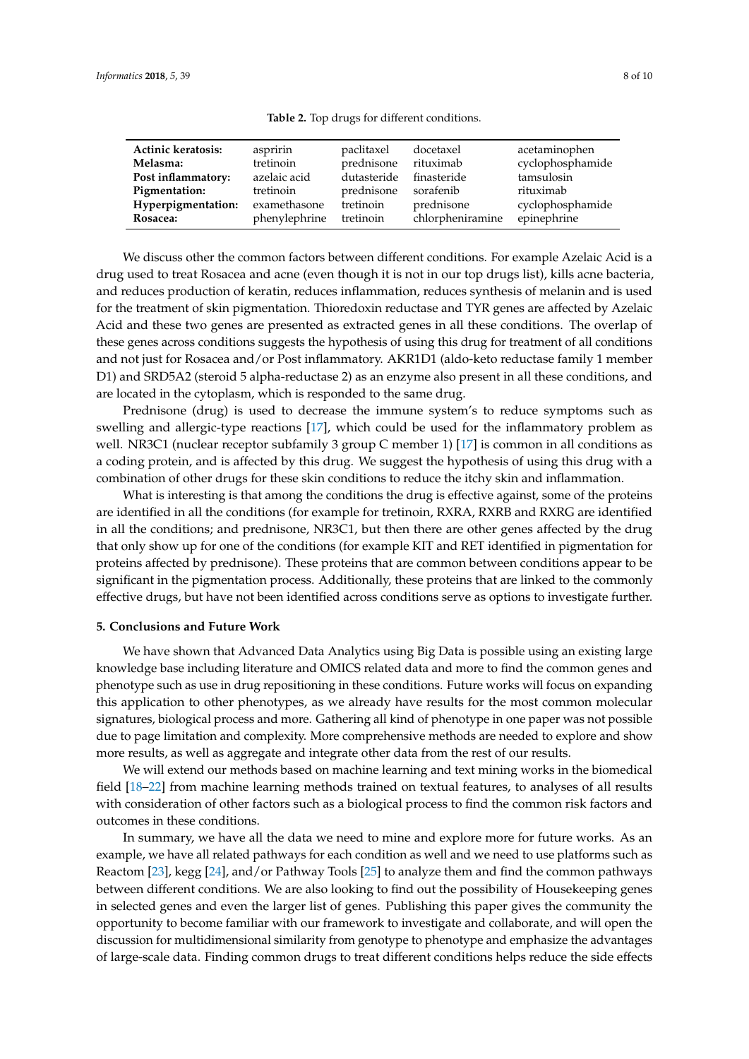**Table 2.** Top drugs for different conditions.

| | | | | |
|---|---|---|---|---|
| **Actinic keratosis:** | aspririn | paclitaxel | docetaxel | acetaminophen |
| **Melasma:** | tretinoin | prednisone | rituximab | cyclophosphamide |
| **Post inflammatory:** | azelaic acid | dutasteride | finasteride | tamsulosin |
| **Pigmentation:** | tretinoin | prednisone | sorafenib | rituximab |
| **Hyperpigmentation:** | examethasone | tretinoin | prednisone | cyclophosphamide |
| **Rosacea:** | phenylephrine | tretinoin | chlorpheniramine | epinephrine |

We discuss other the common factors between different conditions. For example Azelaic Acid is a drug used to treat Rosacea and acne (even though it is not in our top drugs list), kills acne bacteria, and reduces production of keratin, reduces inflammation, reduces synthesis of melanin and is used for the treatment of skin pigmentation. Thioredoxin reductase and TYR genes are affected by Azelaic Acid and these two genes are presented as extracted genes in all these conditions. The overlap of these genes across conditions suggests the hypothesis of using this drug for treatment of all conditions and not just for Rosacea and/or Post inflammatory. AKR1D1 (aldo-keto reductase family 1 member D1) and SRD5A2 (steroid 5 alpha-reductase 2) as an enzyme also present in all these conditions, and are located in the cytoplasm, which is responded to the same drug.

Prednisone (drug) is used to decrease the immune system's to reduce symptoms such as swelling and allergic-type reactions [17], which could be used for the inflammatory problem as well. NR3C1 (nuclear receptor subfamily 3 group C member 1) [17] is common in all conditions as a coding protein, and is affected by this drug. We suggest the hypothesis of using this drug with a combination of other drugs for these skin conditions to reduce the itchy skin and inflammation.

What is interesting is that among the conditions the drug is effective against, some of the proteins are identified in all the conditions (for example for tretinoin, RXRA, RXRB and RXRG are identified in all the conditions; and prednisone, NR3C1, but then there are other genes affected by the drug that only show up for one of the conditions (for example KIT and RET identified in pigmentation for proteins affected by prednisone). These proteins that are common between conditions appear to be significant in the pigmentation process. Additionally, these proteins that are linked to the commonly effective drugs, but have not been identified across conditions serve as options to investigate further.

## 5. Conclusions and Future Work

We have shown that Advanced Data Analytics using Big Data is possible using an existing large knowledge base including literature and OMICS related data and more to find the common genes and phenotype such as use in drug repositioning in these conditions. Future works will focus on expanding this application to other phenotypes, as we already have results for the most common molecular signatures, biological process and more. Gathering all kind of phenotype in one paper was not possible due to page limitation and complexity. More comprehensive methods are needed to explore and show more results, as well as aggregate and integrate other data from the rest of our results.

We will extend our methods based on machine learning and text mining works in the biomedical field [18–22] from machine learning methods trained on textual features, to analyses of all results with consideration of other factors such as a biological process to find the common risk factors and outcomes in these conditions.

In summary, we have all the data we need to mine and explore more for future works. As an example, we have all related pathways for each condition as well and we need to use platforms such as Reactom [23], kegg [24], and/or Pathway Tools [25] to analyze them and find the common pathways between different conditions. We are also looking to find out the possibility of Housekeeping genes in selected genes and even the larger list of genes. Publishing this paper gives the community the opportunity to become familiar with our framework to investigate and collaborate, and will open the discussion for multidimensional similarity from genotype to phenotype and emphasize the advantages of large-scale data. Finding common drugs to treat different conditions helps reduce the side effects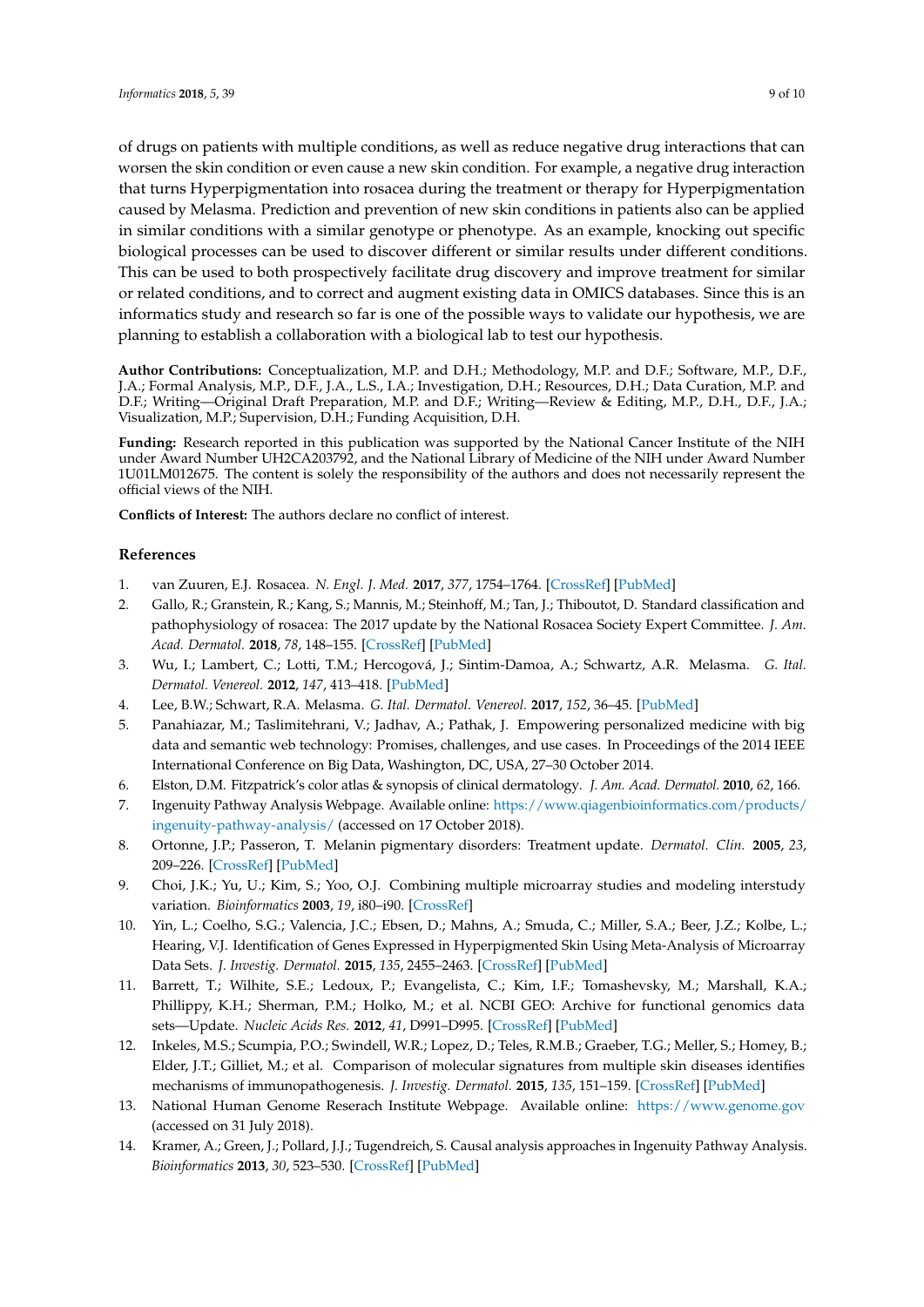of drugs on patients with multiple conditions, as well as reduce negative drug interactions that can worsen the skin condition or even cause a new skin condition. For example, a negative drug interaction that turns Hyperpigmentation into rosacea during the treatment or therapy for Hyperpigmentation caused by Melasma. Prediction and prevention of new skin conditions in patients also can be applied in similar conditions with a similar genotype or phenotype. As an example, knocking out specific biological processes can be used to discover different or similar results under different conditions. This can be used to both prospectively facilitate drug discovery and improve treatment for similar or related conditions, and to correct and augment existing data in OMICS databases. Since this is an informatics study and research so far is one of the possible ways to validate our hypothesis, we are planning to establish a collaboration with a biological lab to test our hypothesis.

**Author Contributions:** Conceptualization, M.P. and D.H.; Methodology, M.P. and D.F.; Software, M.P., D.F., J.A.; Formal Analysis, M.P., D.F., J.A., L.S., I.A.; Investigation, D.H.; Resources, D.H.; Data Curation, M.P. and D.F.; Writing—Original Draft Preparation, M.P. and D.F.; Writing—Review & Editing, M.P., D.H., D.F., J.A.; Visualization, M.P.; Supervision, D.H.; Funding Acquisition, D.H.

**Funding:** Research reported in this publication was supported by the National Cancer Institute of the NIH under Award Number UH2CA203792, and the National Library of Medicine of the NIH under Award Number 1U01LM012675. The content is solely the responsibility of the authors and does not necessarily represent the official views of the NIH.

**Conflicts of Interest:** The authors declare no conflict of interest.

## References

1. van Zuuren, E.J. Rosacea. *N. Engl. J. Med.* **2017**, *377*, 1754–1764. [CrossRef] [PubMed]
2. Gallo, R.; Granstein, R.; Kang, S.; Mannis, M.; Steinhoff, M.; Tan, J.; Thiboutot, D. Standard classification and pathophysiology of rosacea: The 2017 update by the National Rosacea Society Expert Committee. *J. Am. Acad. Dermatol.* **2018**, *78*, 148–155. [CrossRef] [PubMed]
3. Wu, I.; Lambert, C.; Lotti, T.M.; Hercogová, J.; Sintim-Damoa, A.; Schwartz, A.R. Melasma. *G. Ital. Dermatol. Venereol.* **2012**, *147*, 413–418. [PubMed]
4. Lee, B.W.; Schwart, R.A. Melasma. *G. Ital. Dermatol. Venereol.* **2017**, *152*, 36–45. [PubMed]
5. Panahiazar, M.; Taslimitehrani, V.; Jadhav, A.; Pathak, J. Empowering personalized medicine with big data and semantic web technology: Promises, challenges, and use cases. In Proceedings of the 2014 IEEE International Conference on Big Data, Washington, DC, USA, 27–30 October 2014.
6. Elston, D.M. Fitzpatrick's color atlas & synopsis of clinical dermatology. *J. Am. Acad. Dermatol.* **2010**, *62*, 166.
7. Ingenuity Pathway Analysis Webpage. Available online: https://www.qiagenbioinformatics.com/products/ingenuity-pathway-analysis/ (accessed on 17 October 2018).
8. Ortonne, J.P.; Passeron, T. Melanin pigmentary disorders: Treatment update. *Dermatol. Clin.* **2005**, *23*, 209–226. [CrossRef] [PubMed]
9. Choi, J.K.; Yu, U.; Kim, S.; Yoo, O.J. Combining multiple microarray studies and modeling interstudy variation. *Bioinformatics* **2003**, *19*, i80–i90. [CrossRef]
10. Yin, L.; Coelho, S.G.; Valencia, J.C.; Ebsen, D.; Mahns, A.; Smuda, C.; Miller, S.A.; Beer, J.Z.; Kolbe, L.; Hearing, V.J. Identification of Genes Expressed in Hyperpigmented Skin Using Meta-Analysis of Microarray Data Sets. *J. Investig. Dermatol.* **2015**, *135*, 2455–2463. [CrossRef] [PubMed]
11. Barrett, T.; Wilhite, S.E.; Ledoux, P.; Evangelista, C.; Kim, I.F.; Tomashevsky, M.; Marshall, K.A.; Phillippy, K.H.; Sherman, P.M.; Holko, M.; et al. NCBI GEO: Archive for functional genomics data sets—Update. *Nucleic Acids Res.* **2012**, *41*, D991–D995. [CrossRef] [PubMed]
12. Inkeles, M.S.; Scumpia, P.O.; Swindell, W.R.; Lopez, D.; Teles, R.M.B.; Graeber, T.G.; Meller, S.; Homey, B.; Elder, J.T.; Gilliet, M.; et al. Comparison of molecular signatures from multiple skin diseases identifies mechanisms of immunopathogenesis. *J. Investig. Dermatol.* **2015**, *135*, 151–159. [CrossRef] [PubMed]
13. National Human Genome Reserach Institute Webpage. Available online: https://www.genome.gov (accessed on 31 July 2018).
14. Kramer, A.; Green, J.; Pollard, J.J.; Tugendreich, S. Causal analysis approaches in Ingenuity Pathway Analysis. *Bioinformatics* **2013**, *30*, 523–530. [CrossRef] [PubMed]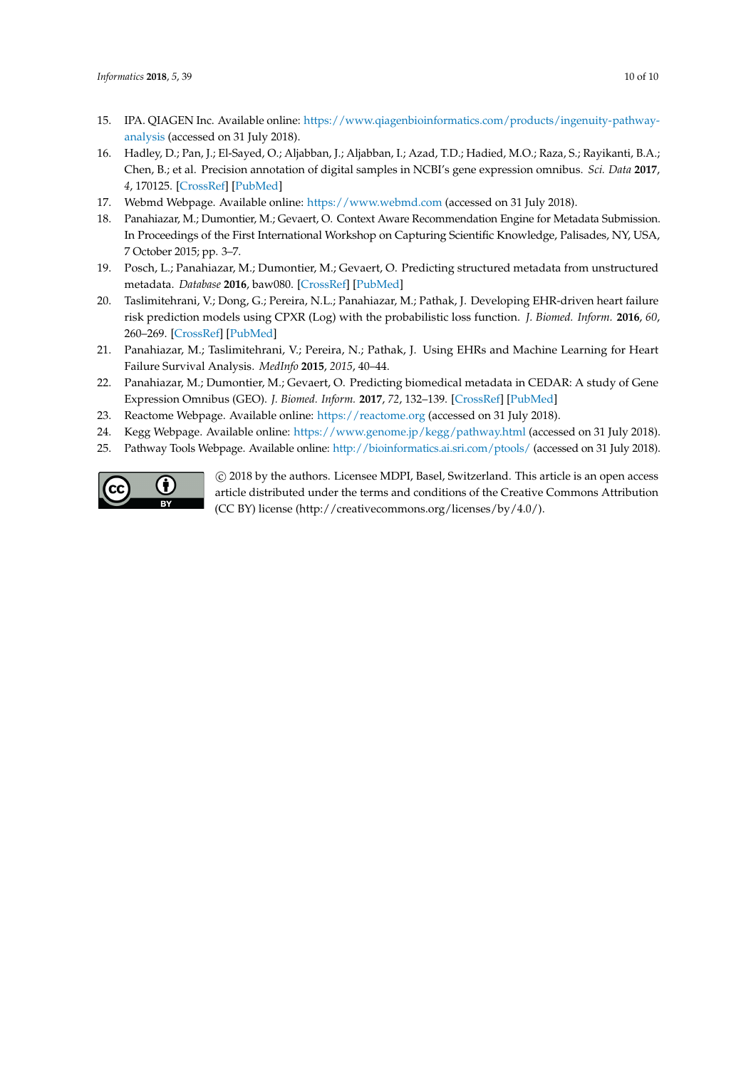15. IPA. QIAGEN Inc. Available online: https://www.qiagenbioinformatics.com/products/ingenuity-pathway-analysis (accessed on 31 July 2018).
16. Hadley, D.; Pan, J.; El-Sayed, O.; Aljabban, J.; Aljabban, I.; Azad, T.D.; Hadied, M.O.; Raza, S.; Rayikanti, B.A.; Chen, B.; et al. Precision annotation of digital samples in NCBI's gene expression omnibus. *Sci. Data* **2017**, *4*, 170125. [CrossRef] [PubMed]
17. Webmd Webpage. Available online: https://www.webmd.com (accessed on 31 July 2018).
18. Panahiazar, M.; Dumontier, M.; Gevaert, O. Context Aware Recommendation Engine for Metadata Submission. In Proceedings of the First International Workshop on Capturing Scientific Knowledge, Palisades, NY, USA, 7 October 2015; pp. 3–7.
19. Posch, L.; Panahiazar, M.; Dumontier, M.; Gevaert, O. Predicting structured metadata from unstructured metadata. *Database* **2016**, baw080. [CrossRef] [PubMed]
20. Taslimitehrani, V.; Dong, G.; Pereira, N.L.; Panahiazar, M.; Pathak, J. Developing EHR-driven heart failure risk prediction models using CPXR (Log) with the probabilistic loss function. *J. Biomed. Inform.* **2016**, *60*, 260–269. [CrossRef] [PubMed]
21. Panahiazar, M.; Taslimitehrani, V.; Pereira, N.; Pathak, J. Using EHRs and Machine Learning for Heart Failure Survival Analysis. *MedInfo* **2015**, *2015*, 40–44.
22. Panahiazar, M.; Dumontier, M.; Gevaert, O. Predicting biomedical metadata in CEDAR: A study of Gene Expression Omnibus (GEO). *J. Biomed. Inform.* **2017**, *72*, 132–139. [CrossRef] [PubMed]
23. Reactome Webpage. Available online: https://reactome.org (accessed on 31 July 2018).
24. Kegg Webpage. Available online: https://www.genome.jp/kegg/pathway.html (accessed on 31 July 2018).
25. Pathway Tools Webpage. Available online: http://bioinformatics.ai.sri.com/ptools/ (accessed on 31 July 2018).

© 2018 by the authors. Licensee MDPI, Basel, Switzerland. This article is an open access article distributed under the terms and conditions of the Creative Commons Attribution (CC BY) license (http://creativecommons.org/licenses/by/4.0/).